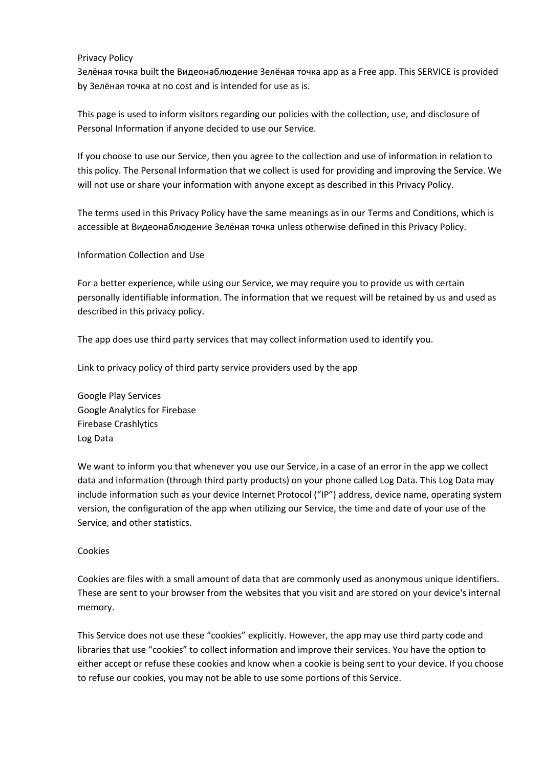# Privacy Policy

Зелёная точка built the Видеонаблюдение Зелёная точка app as a Free app. This SERVICE is provided by Зелёная точка at no cost and is intended for use as is.

This page is used to inform visitors regarding our policies with the collection, use, and disclosure of Personal Information if anyone decided to use our Service.

If you choose to use our Service, then you agree to the collection and use of information in relation to this policy. The Personal Information that we collect is used for providing and improving the Service. We will not use or share your information with anyone except as described in this Privacy Policy.

The terms used in this Privacy Policy have the same meanings as in our Terms and Conditions, which is accessible at Видеонаблюдение Зелёная точка unless otherwise defined in this Privacy Policy.

## Information Collection and Use

For a better experience, while using our Service, we may require you to provide us with certain personally identifiable information. The information that we request will be retained by us and used as described in this privacy policy.

The app does use third party services that may collect information used to identify you.

Link to privacy policy of third party service providers used by the app

Google Play Services
Google Analytics for Firebase
Firebase Crashlytics

## Log Data

We want to inform you that whenever you use our Service, in a case of an error in the app we collect data and information (through third party products) on your phone called Log Data. This Log Data may include information such as your device Internet Protocol ("IP") address, device name, operating system version, the configuration of the app when utilizing our Service, the time and date of your use of the Service, and other statistics.

## Cookies

Cookies are files with a small amount of data that are commonly used as anonymous unique identifiers. These are sent to your browser from the websites that you visit and are stored on your device's internal memory.

This Service does not use these "cookies" explicitly. However, the app may use third party code and libraries that use "cookies" to collect information and improve their services. You have the option to either accept or refuse these cookies and know when a cookie is being sent to your device. If you choose to refuse our cookies, you may not be able to use some portions of this Service.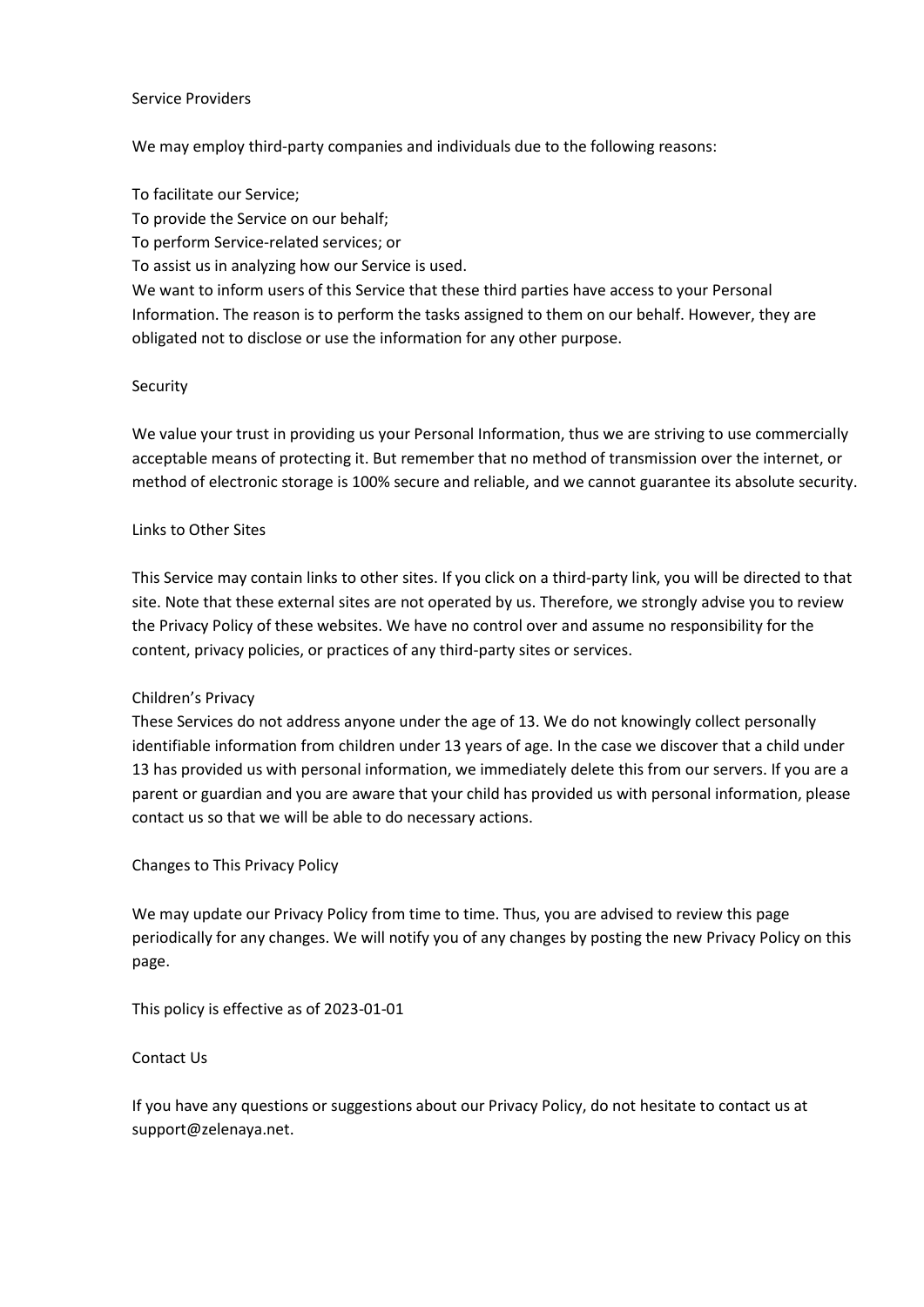## Service Providers

We may employ third-party companies and individuals due to the following reasons:

- To facilitate our Service;
- To provide the Service on our behalf;
- To perform Service-related services; or
- To assist us in analyzing how our Service is used.

We want to inform users of this Service that these third parties have access to your Personal Information. The reason is to perform the tasks assigned to them on our behalf. However, they are obligated not to disclose or use the information for any other purpose.

## Security

We value your trust in providing us your Personal Information, thus we are striving to use commercially acceptable means of protecting it. But remember that no method of transmission over the internet, or method of electronic storage is 100% secure and reliable, and we cannot guarantee its absolute security.

## Links to Other Sites

This Service may contain links to other sites. If you click on a third-party link, you will be directed to that site. Note that these external sites are not operated by us. Therefore, we strongly advise you to review the Privacy Policy of these websites. We have no control over and assume no responsibility for the content, privacy policies, or practices of any third-party sites or services.

## Children’s Privacy

These Services do not address anyone under the age of 13. We do not knowingly collect personally identifiable information from children under 13 years of age. In the case we discover that a child under 13 has provided us with personal information, we immediately delete this from our servers. If you are a parent or guardian and you are aware that your child has provided us with personal information, please contact us so that we will be able to do necessary actions.

## Changes to This Privacy Policy

We may update our Privacy Policy from time to time. Thus, you are advised to review this page periodically for any changes. We will notify you of any changes by posting the new Privacy Policy on this page.

This policy is effective as of 2023-01-01

## Contact Us

If you have any questions or suggestions about our Privacy Policy, do not hesitate to contact us at support@zelenaya.net.